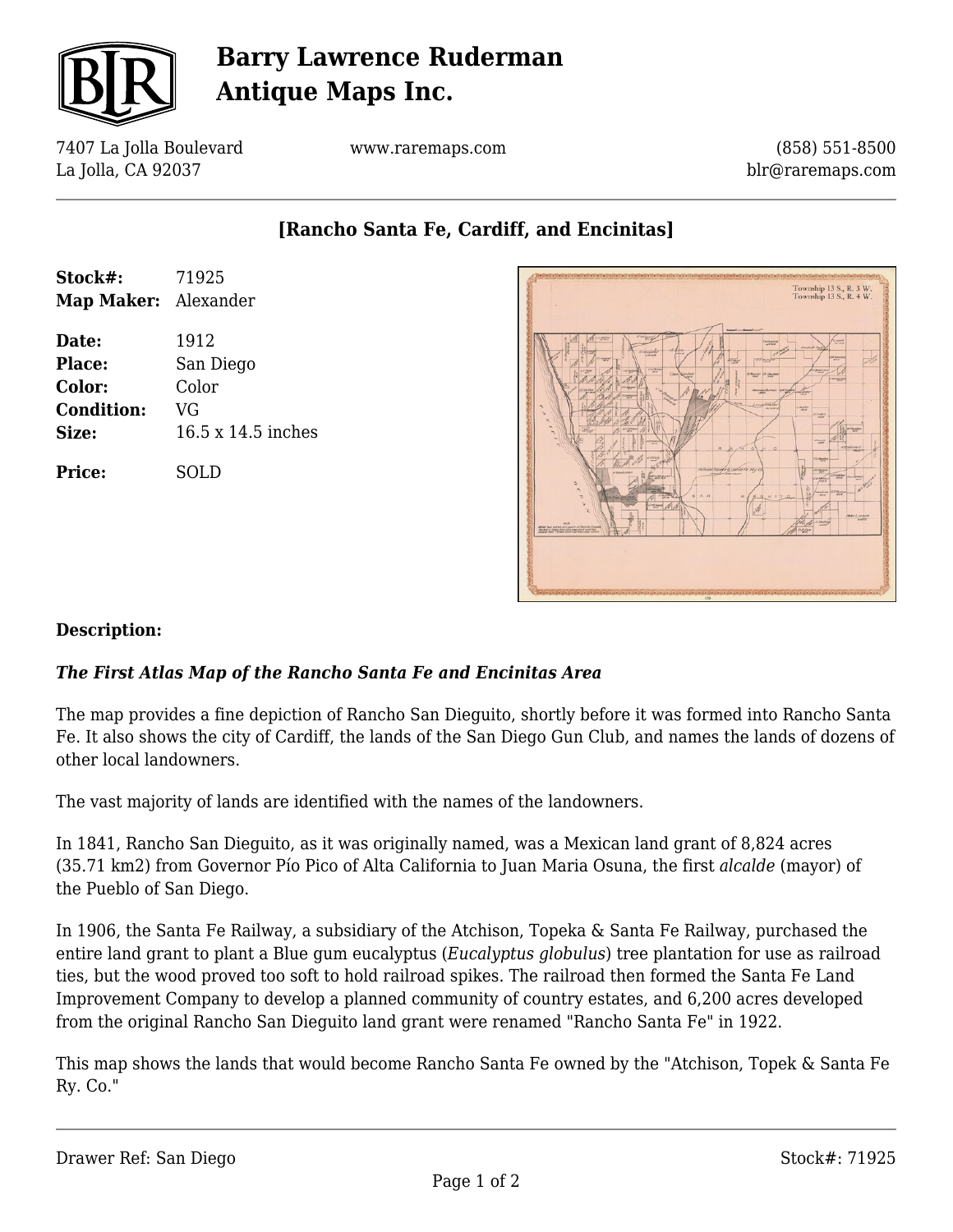# Barry Lawrence Ruderman Antique Maps Inc.

7407 La Jolla Boulevard
La Jolla, CA 92037

www.raremaps.com

(858) 551-8500
blr@raremaps.com

## [Rancho Santa Fe, Cardiff, and Encinitas]

| | |
|---|---|
| **Stock#:** | 71925 |
| **Map Maker:** | Alexander |
| **Date:** | 1912 |
| **Place:** | San Diego |
| **Color:** | Color |
| **Condition:** | VG |
| **Size:** | 16.5 x 14.5 inches |
| **Price:** | SOLD |

### Description:

***The First Atlas Map of the Rancho Santa Fe and Encinitas Area***

The map provides a fine depiction of Rancho San Dieguito, shortly before it was formed into Rancho Santa Fe. It also shows the city of Cardiff, the lands of the San Diego Gun Club, and names the lands of dozens of other local landowners.

The vast majority of lands are identified with the names of the landowners.

In 1841, Rancho San Dieguito, as it was originally named, was a Mexican land grant of 8,824 acres (35.71 km2) from Governor Pío Pico of Alta California to Juan Maria Osuna, the first *alcalde* (mayor) of the Pueblo of San Diego.

In 1906, the Santa Fe Railway, a subsidiary of the Atchison, Topeka & Santa Fe Railway, purchased the entire land grant to plant a Blue gum eucalyptus (*Eucalyptus globulus*) tree plantation for use as railroad ties, but the wood proved too soft to hold railroad spikes. The railroad then formed the Santa Fe Land Improvement Company to develop a planned community of country estates, and 6,200 acres developed from the original Rancho San Dieguito land grant were renamed "Rancho Santa Fe" in 1922.

This map shows the lands that would become Rancho Santa Fe owned by the "Atchison, Topek & Santa Fe Ry. Co."

Drawer Ref: San Diego

Stock#: 71925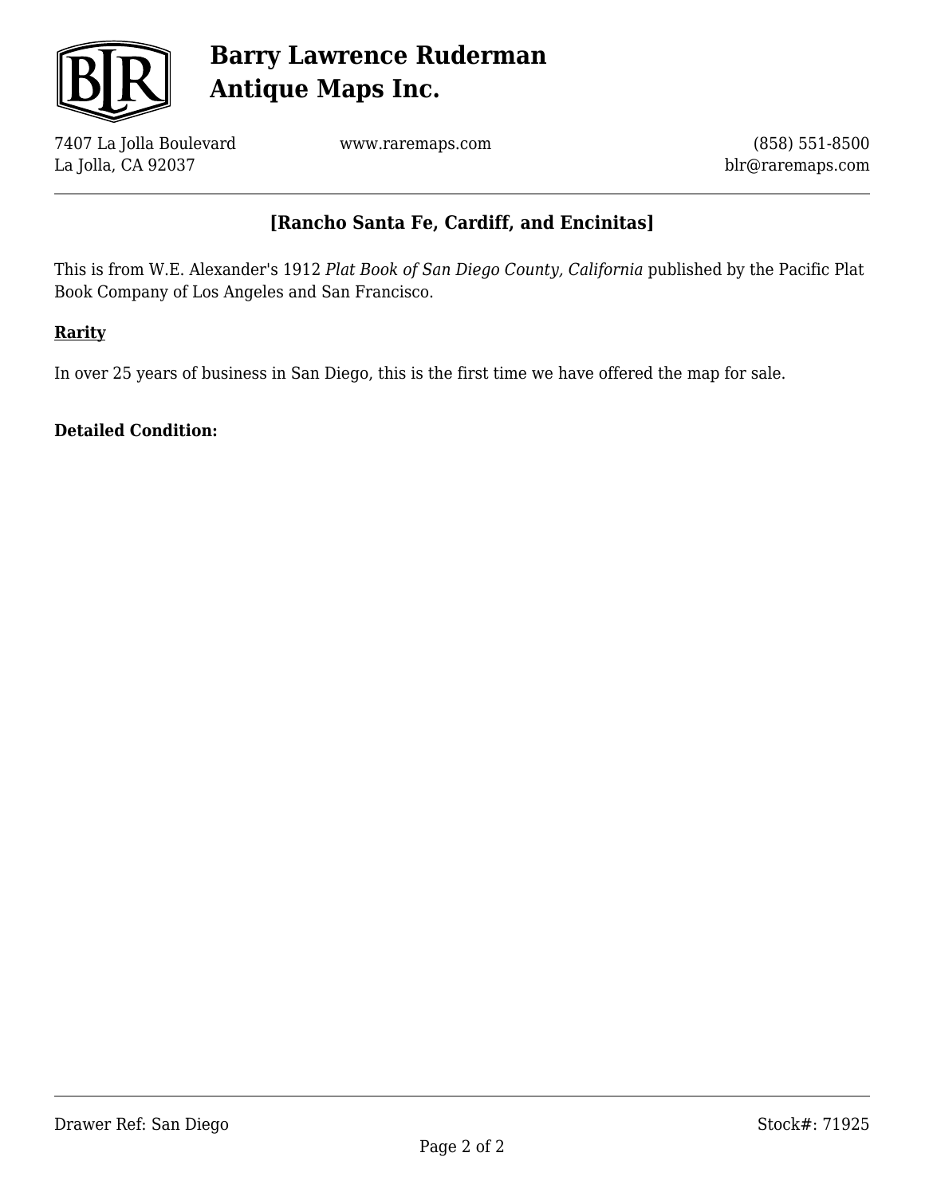## [Rancho Santa Fe, Cardiff, and Encinitas]

This is from W.E. Alexander's 1912 *Plat Book of San Diego County, California* published by the Pacific Plat Book Company of Los Angeles and San Francisco.

**Rarity**

In over 25 years of business in San Diego, this is the first time we have offered the map for sale.

**Detailed Condition:**

Drawer Ref: San Diego

Stock#: 71925